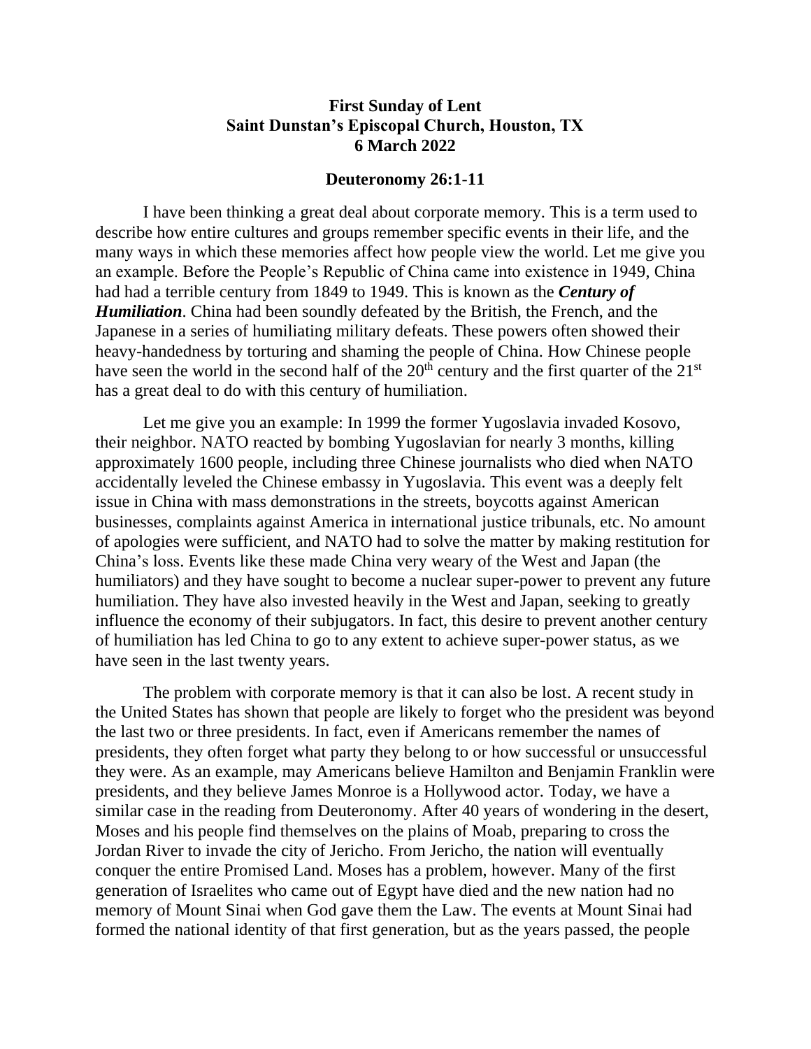**First Sunday of Lent**
**Saint Dunstan's Episcopal Church, Houston, TX**
**6 March 2022**

**Deuteronomy 26:1-11**

I have been thinking a great deal about corporate memory. This is a term used to describe how entire cultures and groups remember specific events in their life, and the many ways in which these memories affect how people view the world. Let me give you an example. Before the People's Republic of China came into existence in 1949, China had had a terrible century from 1849 to 1949. This is known as the ***Century of Humiliation***. China had been soundly defeated by the British, the French, and the Japanese in a series of humiliating military defeats. These powers often showed their heavy-handedness by torturing and shaming the people of China. How Chinese people have seen the world in the second half of the 20th century and the first quarter of the 21st has a great deal to do with this century of humiliation.

Let me give you an example: In 1999 the former Yugoslavia invaded Kosovo, their neighbor. NATO reacted by bombing Yugoslavian for nearly 3 months, killing approximately 1600 people, including three Chinese journalists who died when NATO accidentally leveled the Chinese embassy in Yugoslavia. This event was a deeply felt issue in China with mass demonstrations in the streets, boycotts against American businesses, complaints against America in international justice tribunals, etc. No amount of apologies were sufficient, and NATO had to solve the matter by making restitution for China's loss. Events like these made China very weary of the West and Japan (the humiliators) and they have sought to become a nuclear super-power to prevent any future humiliation. They have also invested heavily in the West and Japan, seeking to greatly influence the economy of their subjugators. In fact, this desire to prevent another century of humiliation has led China to go to any extent to achieve super-power status, as we have seen in the last twenty years.

The problem with corporate memory is that it can also be lost. A recent study in the United States has shown that people are likely to forget who the president was beyond the last two or three presidents. In fact, even if Americans remember the names of presidents, they often forget what party they belong to or how successful or unsuccessful they were. As an example, may Americans believe Hamilton and Benjamin Franklin were presidents, and they believe James Monroe is a Hollywood actor. Today, we have a similar case in the reading from Deuteronomy. After 40 years of wondering in the desert, Moses and his people find themselves on the plains of Moab, preparing to cross the Jordan River to invade the city of Jericho. From Jericho, the nation will eventually conquer the entire Promised Land. Moses has a problem, however. Many of the first generation of Israelites who came out of Egypt have died and the new nation had no memory of Mount Sinai when God gave them the Law. The events at Mount Sinai had formed the national identity of that first generation, but as the years passed, the people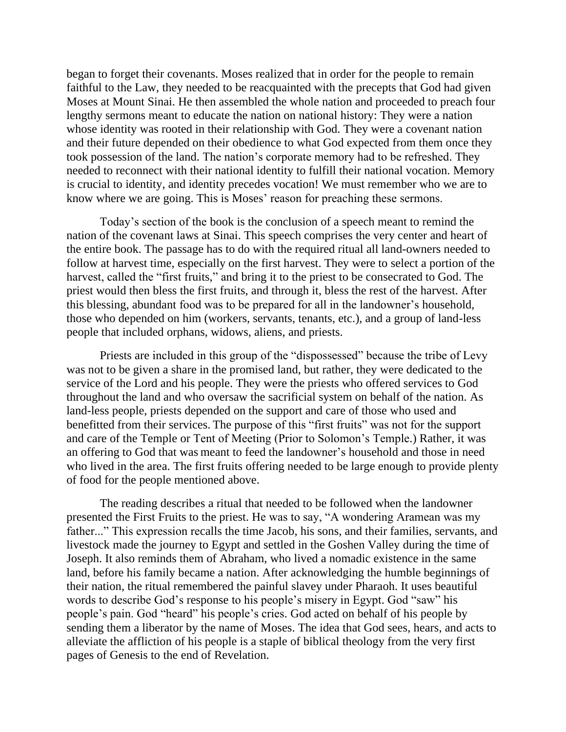began to forget their covenants. Moses realized that in order for the people to remain faithful to the Law, they needed to be reacquainted with the precepts that God had given Moses at Mount Sinai. He then assembled the whole nation and proceeded to preach four lengthy sermons meant to educate the nation on national history: They were a nation whose identity was rooted in their relationship with God. They were a covenant nation and their future depended on their obedience to what God expected from them once they took possession of the land. The nation's corporate memory had to be refreshed. They needed to reconnect with their national identity to fulfill their national vocation. Memory is crucial to identity, and identity precedes vocation! We must remember who we are to know where we are going. This is Moses' reason for preaching these sermons.

Today's section of the book is the conclusion of a speech meant to remind the nation of the covenant laws at Sinai. This speech comprises the very center and heart of the entire book. The passage has to do with the required ritual all land-owners needed to follow at harvest time, especially on the first harvest. They were to select a portion of the harvest, called the "first fruits," and bring it to the priest to be consecrated to God. The priest would then bless the first fruits, and through it, bless the rest of the harvest. After this blessing, abundant food was to be prepared for all in the landowner's household, those who depended on him (workers, servants, tenants, etc.), and a group of land-less people that included orphans, widows, aliens, and priests.

Priests are included in this group of the "dispossessed" because the tribe of Levy was not to be given a share in the promised land, but rather, they were dedicated to the service of the Lord and his people. They were the priests who offered services to God throughout the land and who oversaw the sacrificial system on behalf of the nation. As land-less people, priests depended on the support and care of those who used and benefitted from their services. The purpose of this "first fruits" was not for the support and care of the Temple or Tent of Meeting (Prior to Solomon's Temple.) Rather, it was an offering to God that was meant to feed the landowner's household and those in need who lived in the area. The first fruits offering needed to be large enough to provide plenty of food for the people mentioned above.

The reading describes a ritual that needed to be followed when the landowner presented the First Fruits to the priest. He was to say, "A wondering Aramean was my father..." This expression recalls the time Jacob, his sons, and their families, servants, and livestock made the journey to Egypt and settled in the Goshen Valley during the time of Joseph. It also reminds them of Abraham, who lived a nomadic existence in the same land, before his family became a nation. After acknowledging the humble beginnings of their nation, the ritual remembered the painful slavey under Pharaoh. It uses beautiful words to describe God's response to his people's misery in Egypt. God "saw" his people's pain. God "heard" his people's cries. God acted on behalf of his people by sending them a liberator by the name of Moses. The idea that God sees, hears, and acts to alleviate the affliction of his people is a staple of biblical theology from the very first pages of Genesis to the end of Revelation.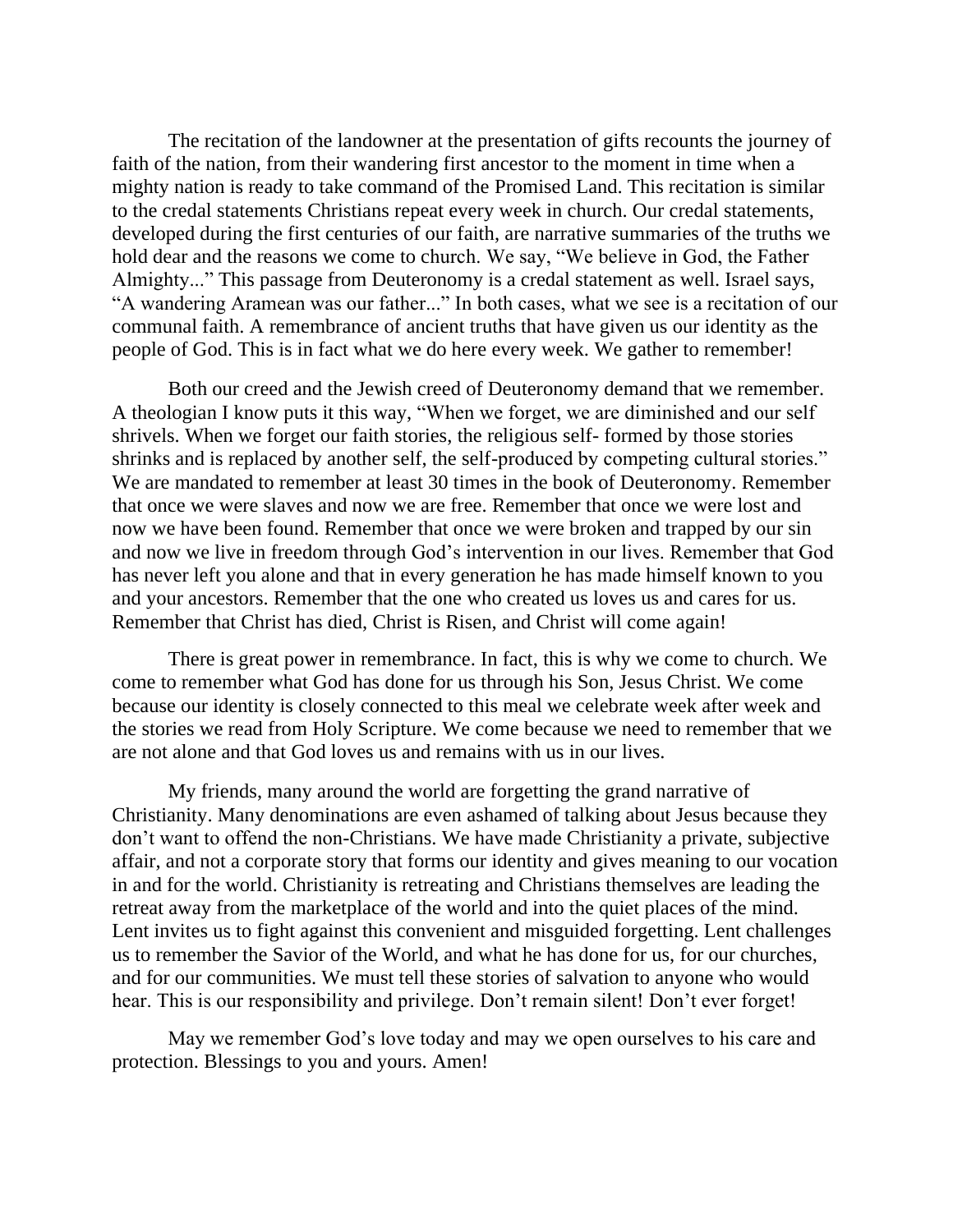The recitation of the landowner at the presentation of gifts recounts the journey of faith of the nation, from their wandering first ancestor to the moment in time when a mighty nation is ready to take command of the Promised Land. This recitation is similar to the credal statements Christians repeat every week in church. Our credal statements, developed during the first centuries of our faith, are narrative summaries of the truths we hold dear and the reasons we come to church. We say, "We believe in God, the Father Almighty..." This passage from Deuteronomy is a credal statement as well. Israel says, "A wandering Aramean was our father..." In both cases, what we see is a recitation of our communal faith. A remembrance of ancient truths that have given us our identity as the people of God. This is in fact what we do here every week. We gather to remember!

Both our creed and the Jewish creed of Deuteronomy demand that we remember. A theologian I know puts it this way, "When we forget, we are diminished and our self shrivels. When we forget our faith stories, the religious self- formed by those stories shrinks and is replaced by another self, the self-produced by competing cultural stories." We are mandated to remember at least 30 times in the book of Deuteronomy. Remember that once we were slaves and now we are free. Remember that once we were lost and now we have been found. Remember that once we were broken and trapped by our sin and now we live in freedom through God's intervention in our lives. Remember that God has never left you alone and that in every generation he has made himself known to you and your ancestors. Remember that the one who created us loves us and cares for us. Remember that Christ has died, Christ is Risen, and Christ will come again!

There is great power in remembrance. In fact, this is why we come to church. We come to remember what God has done for us through his Son, Jesus Christ. We come because our identity is closely connected to this meal we celebrate week after week and the stories we read from Holy Scripture. We come because we need to remember that we are not alone and that God loves us and remains with us in our lives.

My friends, many around the world are forgetting the grand narrative of Christianity. Many denominations are even ashamed of talking about Jesus because they don't want to offend the non-Christians. We have made Christianity a private, subjective affair, and not a corporate story that forms our identity and gives meaning to our vocation in and for the world. Christianity is retreating and Christians themselves are leading the retreat away from the marketplace of the world and into the quiet places of the mind. Lent invites us to fight against this convenient and misguided forgetting. Lent challenges us to remember the Savior of the World, and what he has done for us, for our churches, and for our communities. We must tell these stories of salvation to anyone who would hear. This is our responsibility and privilege. Don't remain silent! Don't ever forget!

May we remember God's love today and may we open ourselves to his care and protection. Blessings to you and yours. Amen!